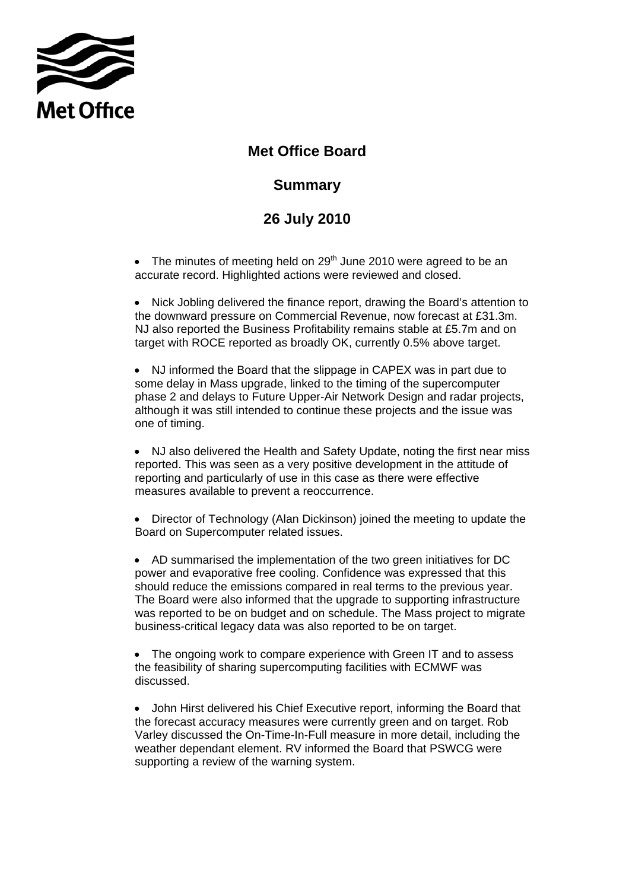Met Office

# Met Office Board

## Summary

## 26 July 2010

- The minutes of meeting held on 29th June 2010 were agreed to be an accurate record. Highlighted actions were reviewed and closed.

- Nick Jobling delivered the finance report, drawing the Board's attention to the downward pressure on Commercial Revenue, now forecast at £31.3m. NJ also reported the Business Profitability remains stable at £5.7m and on target with ROCE reported as broadly OK, currently 0.5% above target.

- NJ informed the Board that the slippage in CAPEX was in part due to some delay in Mass upgrade, linked to the timing of the supercomputer phase 2 and delays to Future Upper-Air Network Design and radar projects, although it was still intended to continue these projects and the issue was one of timing.

- NJ also delivered the Health and Safety Update, noting the first near miss reported. This was seen as a very positive development in the attitude of reporting and particularly of use in this case as there were effective measures available to prevent a reoccurrence.

- Director of Technology (Alan Dickinson) joined the meeting to update the Board on Supercomputer related issues.

- AD summarised the implementation of the two green initiatives for DC power and evaporative free cooling. Confidence was expressed that this should reduce the emissions compared in real terms to the previous year. The Board were also informed that the upgrade to supporting infrastructure was reported to be on budget and on schedule. The Mass project to migrate business-critical legacy data was also reported to be on target.

- The ongoing work to compare experience with Green IT and to assess the feasibility of sharing supercomputing facilities with ECMWF was discussed.

- John Hirst delivered his Chief Executive report, informing the Board that the forecast accuracy measures were currently green and on target. Rob Varley discussed the On-Time-In-Full measure in more detail, including the weather dependant element. RV informed the Board that PSWCG were supporting a review of the warning system.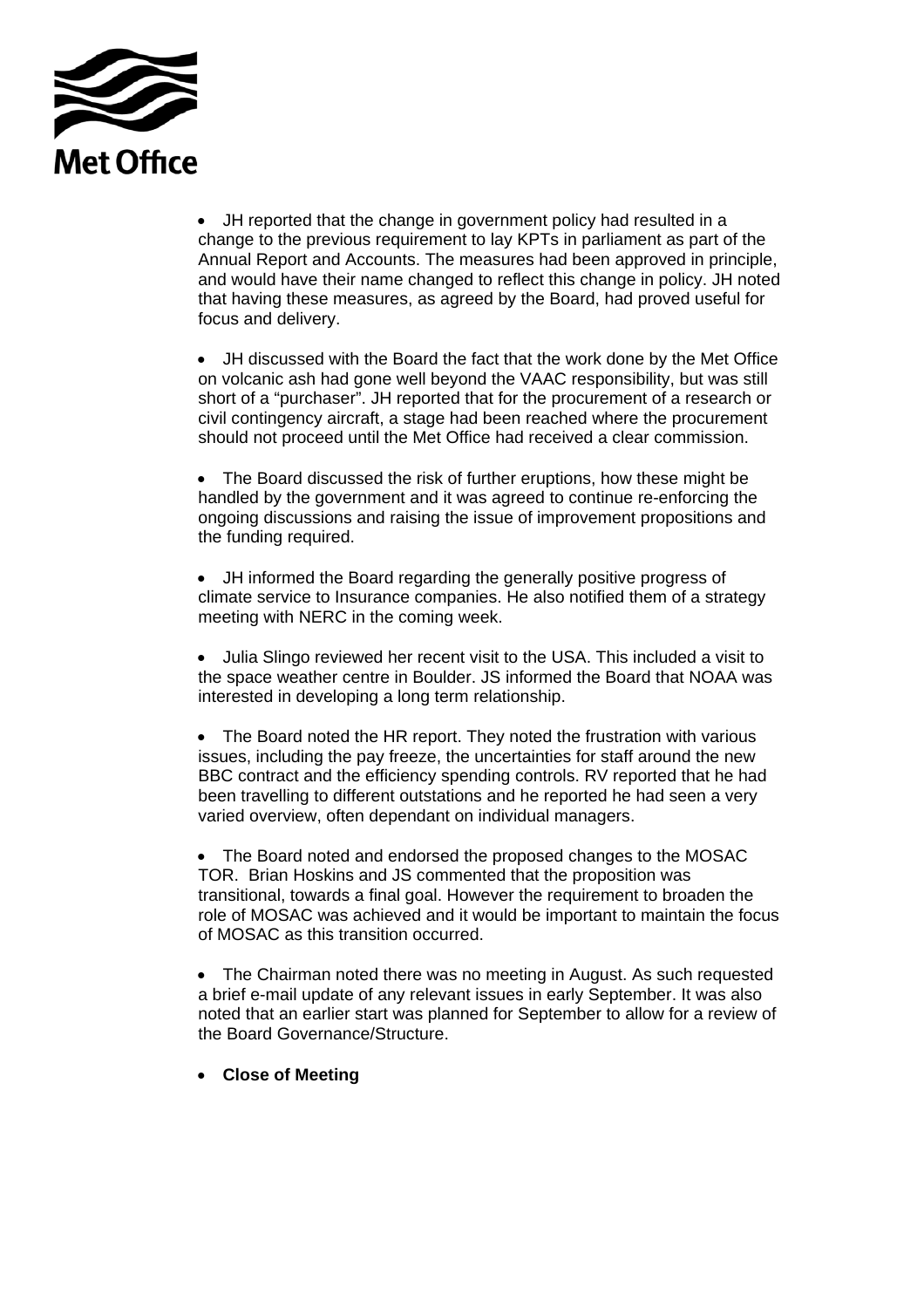- JH reported that the change in government policy had resulted in a change to the previous requirement to lay KPTs in parliament as part of the Annual Report and Accounts. The measures had been approved in principle, and would have their name changed to reflect this change in policy. JH noted that having these measures, as agreed by the Board, had proved useful for focus and delivery.

- JH discussed with the Board the fact that the work done by the Met Office on volcanic ash had gone well beyond the VAAC responsibility, but was still short of a "purchaser". JH reported that for the procurement of a research or civil contingency aircraft, a stage had been reached where the procurement should not proceed until the Met Office had received a clear commission.

- The Board discussed the risk of further eruptions, how these might be handled by the government and it was agreed to continue re-enforcing the ongoing discussions and raising the issue of improvement propositions and the funding required.

- JH informed the Board regarding the generally positive progress of climate service to Insurance companies. He also notified them of a strategy meeting with NERC in the coming week.

- Julia Slingo reviewed her recent visit to the USA. This included a visit to the space weather centre in Boulder. JS informed the Board that NOAA was interested in developing a long term relationship.

- The Board noted the HR report. They noted the frustration with various issues, including the pay freeze, the uncertainties for staff around the new BBC contract and the efficiency spending controls. RV reported that he had been travelling to different outstations and he reported he had seen a very varied overview, often dependant on individual managers.

- The Board noted and endorsed the proposed changes to the MOSAC TOR. Brian Hoskins and JS commented that the proposition was transitional, towards a final goal. However the requirement to broaden the role of MOSAC was achieved and it would be important to maintain the focus of MOSAC as this transition occurred.

- The Chairman noted there was no meeting in August. As such requested a brief e-mail update of any relevant issues in early September. It was also noted that an earlier start was planned for September to allow for a review of the Board Governance/Structure.

- **Close of Meeting**